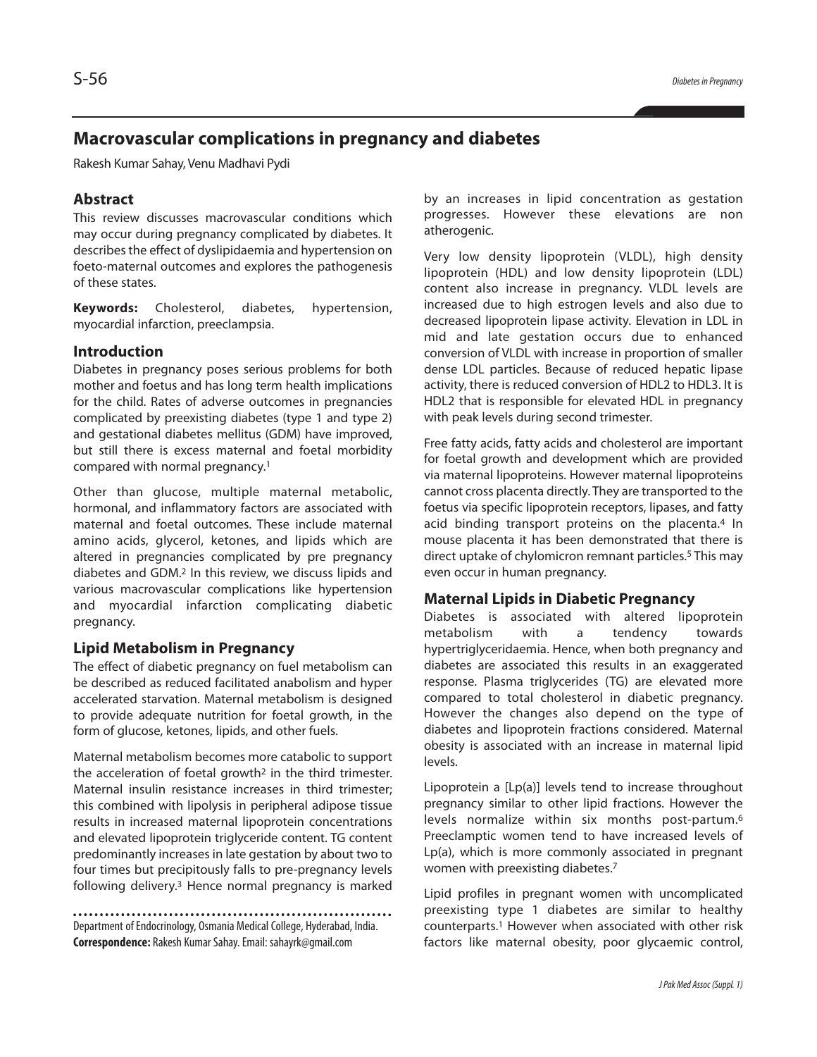# Macrovascular complications in pregnancy and diabetes

Rakesh Kumar Sahay, Venu Madhavi Pydi

## Abstract

This review discusses macrovascular conditions which may occur during pregnancy complicated by diabetes. It describes the effect of dyslipidaemia and hypertension on foeto-maternal outcomes and explores the pathogenesis of these states.

**Keywords:** Cholesterol, diabetes, hypertension, myocardial infarction, preeclampsia.

## Introduction

Diabetes in pregnancy poses serious problems for both mother and foetus and has long term health implications for the child. Rates of adverse outcomes in pregnancies complicated by preexisting diabetes (type 1 and type 2) and gestational diabetes mellitus (GDM) have improved, but still there is excess maternal and foetal morbidity compared with normal pregnancy.[1]

Other than glucose, multiple maternal metabolic, hormonal, and inflammatory factors are associated with maternal and foetal outcomes. These include maternal amino acids, glycerol, ketones, and lipids which are altered in pregnancies complicated by pre pregnancy diabetes and GDM.[2] In this review, we discuss lipids and various macrovascular complications like hypertension and myocardial infarction complicating diabetic pregnancy.

## Lipid Metabolism in Pregnancy

The effect of diabetic pregnancy on fuel metabolism can be described as reduced facilitated anabolism and hyper accelerated starvation. Maternal metabolism is designed to provide adequate nutrition for foetal growth, in the form of glucose, ketones, lipids, and other fuels.

Maternal metabolism becomes more catabolic to support the acceleration of foetal growth[2] in the third trimester. Maternal insulin resistance increases in third trimester; this combined with lipolysis in peripheral adipose tissue results in increased maternal lipoprotein concentrations and elevated lipoprotein triglyceride content. TG content predominantly increases in late gestation by about two to four times but precipitously falls to pre-pregnancy levels following delivery.[3] Hence normal pregnancy is marked by an increases in lipid concentration as gestation progresses. However these elevations are non atherogenic.

Very low density lipoprotein (VLDL), high density lipoprotein (HDL) and low density lipoprotein (LDL) content also increase in pregnancy. VLDL levels are increased due to high estrogen levels and also due to decreased lipoprotein lipase activity. Elevation in LDL in mid and late gestation occurs due to enhanced conversion of VLDL with increase in proportion of smaller dense LDL particles. Because of reduced hepatic lipase activity, there is reduced conversion of HDL2 to HDL3. It is HDL2 that is responsible for elevated HDL in pregnancy with peak levels during second trimester.

Free fatty acids, fatty acids and cholesterol are important for foetal growth and development which are provided via maternal lipoproteins. However maternal lipoproteins cannot cross placenta directly. They are transported to the foetus via specific lipoprotein receptors, lipases, and fatty acid binding transport proteins on the placenta.[4] In mouse placenta it has been demonstrated that there is direct uptake of chylomicron remnant particles.[5] This may even occur in human pregnancy.

## Maternal Lipids in Diabetic Pregnancy

Diabetes is associated with altered lipoprotein metabolism with a tendency towards hypertriglyceridaemia. Hence, when both pregnancy and diabetes are associated this results in an exaggerated response. Plasma triglycerides (TG) are elevated more compared to total cholesterol in diabetic pregnancy. However the changes also depend on the type of diabetes and lipoprotein fractions considered. Maternal obesity is associated with an increase in maternal lipid levels.

Lipoprotein a [Lp(a)] levels tend to increase throughout pregnancy similar to other lipid fractions. However the levels normalize within six months post-partum.[6] Preeclamptic women tend to have increased levels of Lp(a), which is more commonly associated in pregnant women with preexisting diabetes.[7]

Lipid profiles in pregnant women with uncomplicated preexisting type 1 diabetes are similar to healthy counterparts.[1] However when associated with other risk factors like maternal obesity, poor glycaemic control,

Department of Endocrinology, Osmania Medical College, Hyderabad, India.
**Correspondence:** Rakesh Kumar Sahay. Email: sahayrk@gmail.com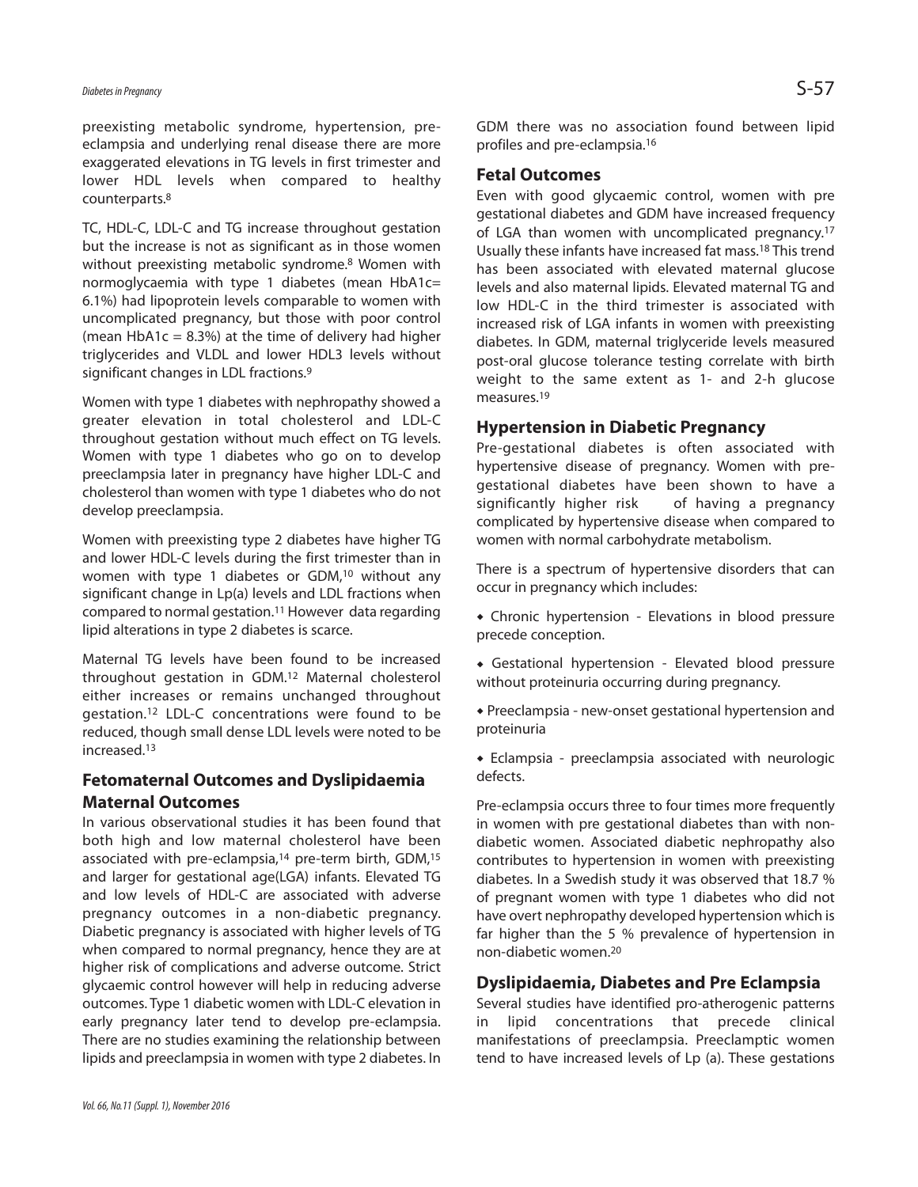preexisting metabolic syndrome, hypertension, pre-eclampsia and underlying renal disease there are more exaggerated elevations in TG levels in first trimester and lower HDL levels when compared to healthy counterparts.[8]

TC, HDL-C, LDL-C and TG increase throughout gestation but the increase is not as significant as in those women without preexisting metabolic syndrome.[8] Women with normoglycaemia with type 1 diabetes (mean HbA1c= 6.1%) had lipoprotein levels comparable to women with uncomplicated pregnancy, but those with poor control (mean HbA1c = 8.3%) at the time of delivery had higher triglycerides and VLDL and lower HDL3 levels without significant changes in LDL fractions.[9]

Women with type 1 diabetes with nephropathy showed a greater elevation in total cholesterol and LDL-C throughout gestation without much effect on TG levels. Women with type 1 diabetes who go on to develop preeclampsia later in pregnancy have higher LDL-C and cholesterol than women with type 1 diabetes who do not develop preeclampsia.

Women with preexisting type 2 diabetes have higher TG and lower HDL-C levels during the first trimester than in women with type 1 diabetes or GDM,[10] without any significant change in Lp(a) levels and LDL fractions when compared to normal gestation.[11] However data regarding lipid alterations in type 2 diabetes is scarce.

Maternal TG levels have been found to be increased throughout gestation in GDM.[12] Maternal cholesterol either increases or remains unchanged throughout gestation.[12] LDL-C concentrations were found to be reduced, though small dense LDL levels were noted to be increased.[13]

## Fetomaternal Outcomes and Dyslipidaemia

### Maternal Outcomes

In various observational studies it has been found that both high and low maternal cholesterol have been associated with pre-eclampsia,[14] pre-term birth, GDM,[15] and larger for gestational age(LGA) infants. Elevated TG and low levels of HDL-C are associated with adverse pregnancy outcomes in a non-diabetic pregnancy. Diabetic pregnancy is associated with higher levels of TG when compared to normal pregnancy, hence they are at higher risk of complications and adverse outcome. Strict glycaemic control however will help in reducing adverse outcomes. Type 1 diabetic women with LDL-C elevation in early pregnancy later tend to develop pre-eclampsia. There are no studies examining the relationship between lipids and preeclampsia in women with type 2 diabetes. In GDM there was no association found between lipid profiles and pre-eclampsia.[16]

### Fetal Outcomes

Even with good glycaemic control, women with pre gestational diabetes and GDM have increased frequency of LGA than women with uncomplicated pregnancy.[17] Usually these infants have increased fat mass.[18] This trend has been associated with elevated maternal glucose levels and also maternal lipids. Elevated maternal TG and low HDL-C in the third trimester is associated with increased risk of LGA infants in women with preexisting diabetes. In GDM, maternal triglyceride levels measured post-oral glucose tolerance testing correlate with birth weight to the same extent as 1- and 2-h glucose measures.[19]

## Hypertension in Diabetic Pregnancy

Pre-gestational diabetes is often associated with hypertensive disease of pregnancy. Women with pre-gestational diabetes have been shown to have a significantly higher risk of having a pregnancy complicated by hypertensive disease when compared to women with normal carbohydrate metabolism.

There is a spectrum of hypertensive disorders that can occur in pregnancy which includes:

- Chronic hypertension - Elevations in blood pressure precede conception.
- Gestational hypertension - Elevated blood pressure without proteinuria occurring during pregnancy.
- Preeclampsia - new-onset gestational hypertension and proteinuria
- Eclampsia - preeclampsia associated with neurologic defects.

Pre-eclampsia occurs three to four times more frequently in women with pre gestational diabetes than with non-diabetic women. Associated diabetic nephropathy also contributes to hypertension in women with preexisting diabetes. In a Swedish study it was observed that 18.7 % of pregnant women with type 1 diabetes who did not have overt nephropathy developed hypertension which is far higher than the 5 % prevalence of hypertension in non-diabetic women.[20]

## Dyslipidaemia, Diabetes and Pre Eclampsia

Several studies have identified pro-atherogenic patterns in lipid concentrations that precede clinical manifestations of preeclampsia. Preeclamptic women tend to have increased levels of Lp (a). These gestations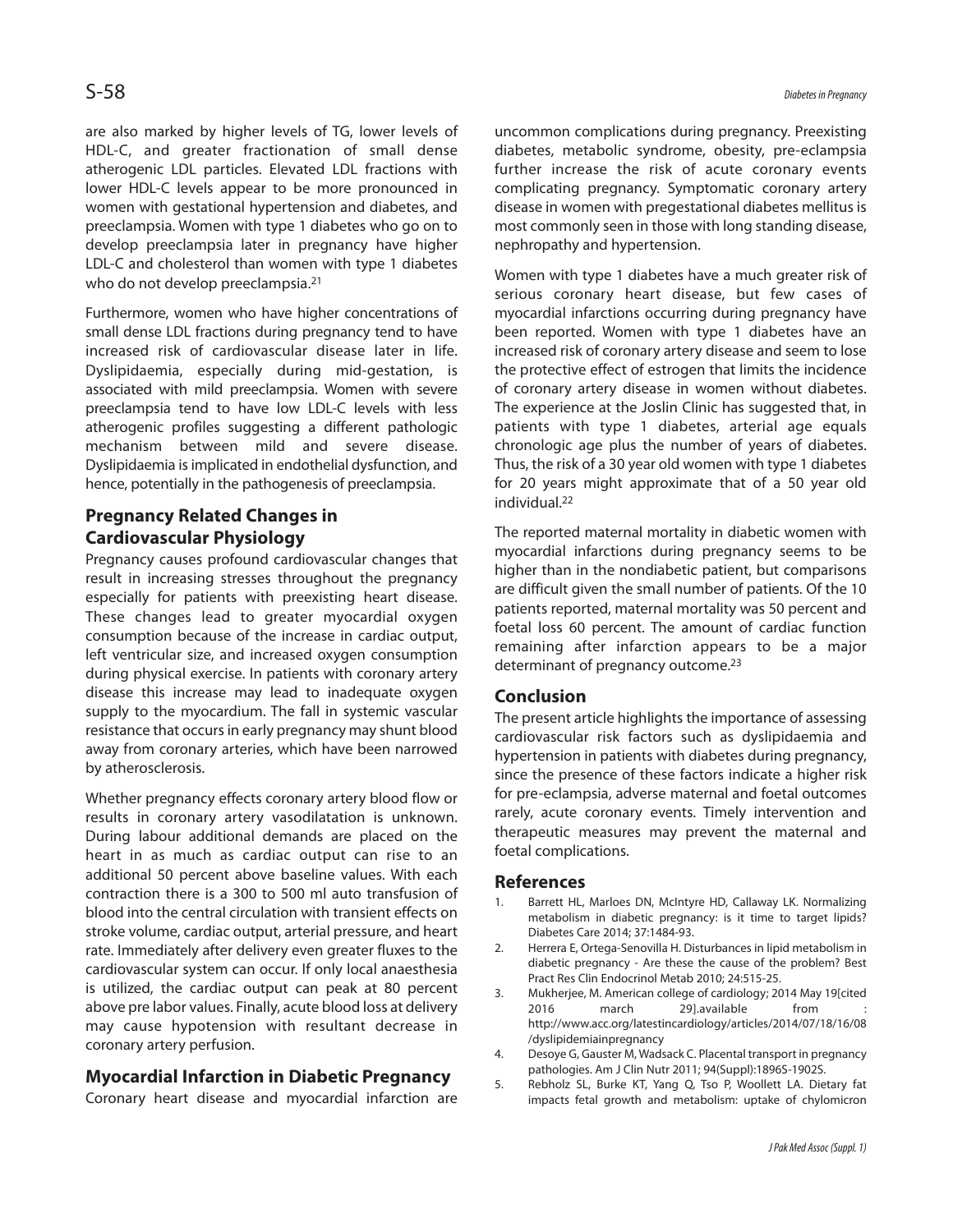are also marked by higher levels of TG, lower levels of HDL-C, and greater fractionation of small dense atherogenic LDL particles. Elevated LDL fractions with lower HDL-C levels appear to be more pronounced in women with gestational hypertension and diabetes, and preeclampsia. Women with type 1 diabetes who go on to develop preeclampsia later in pregnancy have higher LDL-C and cholesterol than women with type 1 diabetes who do not develop preeclampsia.[21]

Furthermore, women who have higher concentrations of small dense LDL fractions during pregnancy tend to have increased risk of cardiovascular disease later in life. Dyslipidaemia, especially during mid-gestation, is associated with mild preeclampsia. Women with severe preeclampsia tend to have low LDL-C levels with less atherogenic profiles suggesting a different pathologic mechanism between mild and severe disease. Dyslipidaemia is implicated in endothelial dysfunction, and hence, potentially in the pathogenesis of preeclampsia.

## Pregnancy Related Changes in Cardiovascular Physiology

Pregnancy causes profound cardiovascular changes that result in increasing stresses throughout the pregnancy especially for patients with preexisting heart disease. These changes lead to greater myocardial oxygen consumption because of the increase in cardiac output, left ventricular size, and increased oxygen consumption during physical exercise. In patients with coronary artery disease this increase may lead to inadequate oxygen supply to the myocardium. The fall in systemic vascular resistance that occurs in early pregnancy may shunt blood away from coronary arteries, which have been narrowed by atherosclerosis.

Whether pregnancy effects coronary artery blood flow or results in coronary artery vasodilatation is unknown. During labour additional demands are placed on the heart in as much as cardiac output can rise to an additional 50 percent above baseline values. With each contraction there is a 300 to 500 ml auto transfusion of blood into the central circulation with transient effects on stroke volume, cardiac output, arterial pressure, and heart rate. Immediately after delivery even greater fluxes to the cardiovascular system can occur. If only local anaesthesia is utilized, the cardiac output can peak at 80 percent above pre labor values. Finally, acute blood loss at delivery may cause hypotension with resultant decrease in coronary artery perfusion.

## Myocardial Infarction in Diabetic Pregnancy

Coronary heart disease and myocardial infarction are uncommon complications during pregnancy. Preexisting diabetes, metabolic syndrome, obesity, pre-eclampsia further increase the risk of acute coronary events complicating pregnancy. Symptomatic coronary artery disease in women with pregestational diabetes mellitus is most commonly seen in those with long standing disease, nephropathy and hypertension.

Women with type 1 diabetes have a much greater risk of serious coronary heart disease, but few cases of myocardial infarctions occurring during pregnancy have been reported. Women with type 1 diabetes have an increased risk of coronary artery disease and seem to lose the protective effect of estrogen that limits the incidence of coronary artery disease in women without diabetes. The experience at the Joslin Clinic has suggested that, in patients with type 1 diabetes, arterial age equals chronologic age plus the number of years of diabetes. Thus, the risk of a 30 year old women with type 1 diabetes for 20 years might approximate that of a 50 year old individual.[22]

The reported maternal mortality in diabetic women with myocardial infarctions during pregnancy seems to be higher than in the nondiabetic patient, but comparisons are difficult given the small number of patients. Of the 10 patients reported, maternal mortality was 50 percent and foetal loss 60 percent. The amount of cardiac function remaining after infarction appears to be a major determinant of pregnancy outcome.[23]

## Conclusion

The present article highlights the importance of assessing cardiovascular risk factors such as dyslipidaemia and hypertension in patients with diabetes during pregnancy, since the presence of these factors indicate a higher risk for pre-eclampsia, adverse maternal and foetal outcomes rarely, acute coronary events. Timely intervention and therapeutic measures may prevent the maternal and foetal complications.

## References

1. Barrett HL, Marloes DN, McIntyre HD, Callaway LK. Normalizing metabolism in diabetic pregnancy: is it time to target lipids? Diabetes Care 2014; 37:1484-93.
2. Herrera E, Ortega-Senovilla H. Disturbances in lipid metabolism in diabetic pregnancy - Are these the cause of the problem? Best Pract Res Clin Endocrinol Metab 2010; 24:515-25.
3. Mukherjee, M. American college of cardiology; 2014 May 19[cited 2016 march 29].available from : http://www.acc.org/latestincardiology/articles/2014/07/18/16/08/dyslipidemiainpregnancy
4. Desoye G, Gauster M, Wadsack C. Placental transport in pregnancy pathologies. Am J Clin Nutr 2011; 94(Suppl):1896S-1902S.
5. Rebholz SL, Burke KT, Yang Q, Tso P, Woollett LA. Dietary fat impacts fetal growth and metabolism: uptake of chylomicron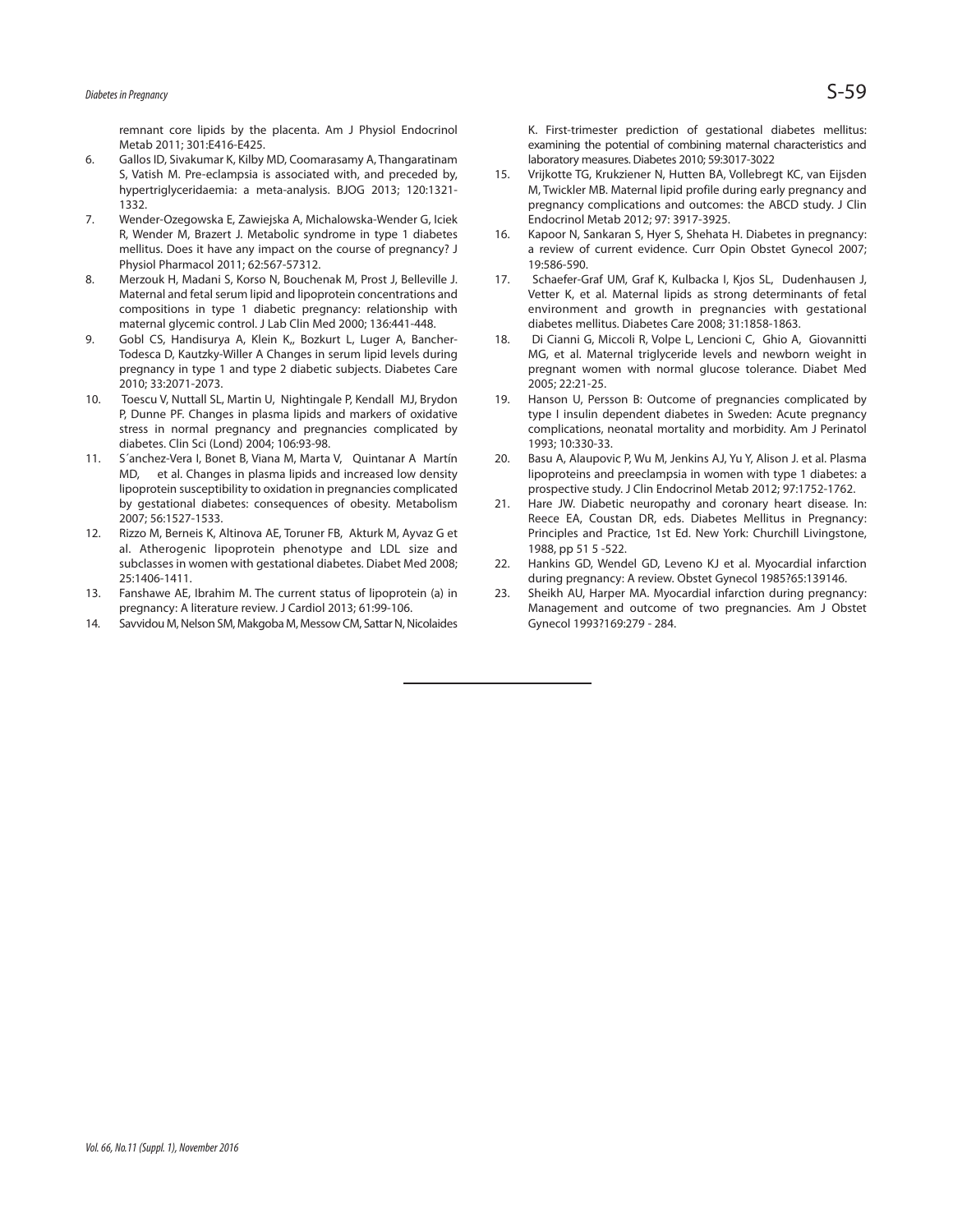remnant core lipids by the placenta. Am J Physiol Endocrinol Metab 2011; 301:E416-E425.

6. Gallos ID, Sivakumar K, Kilby MD, Coomarasamy A, Thangaratinam S, Vatish M. Pre-eclampsia is associated with, and preceded by, hypertriglyceridaemia: a meta-analysis. BJOG 2013; 120:1321-1332.
7. Wender-Ozegowska E, Zawiejska A, Michalowska-Wender G, Iciek R, Wender M, Brazert J. Metabolic syndrome in type 1 diabetes mellitus. Does it have any impact on the course of pregnancy? J Physiol Pharmacol 2011; 62:567-57312.
8. Merzouk H, Madani S, Korso N, Bouchenak M, Prost J, Belleville J. Maternal and fetal serum lipid and lipoprotein concentrations and compositions in type 1 diabetic pregnancy: relationship with maternal glycemic control. J Lab Clin Med 2000; 136:441-448.
9. Gobl CS, Handisurya A, Klein K,, Bozkurt L, Luger A, Bancher-Todesca D, Kautzky-Willer A Changes in serum lipid levels during pregnancy in type 1 and type 2 diabetic subjects. Diabetes Care 2010; 33:2071-2073.
10. Toescu V, Nuttall SL, Martin U, Nightingale P, Kendall MJ, Brydon P, Dunne PF. Changes in plasma lipids and markers of oxidative stress in normal pregnancy and pregnancies complicated by diabetes. Clin Sci (Lond) 2004; 106:93-98.
11. S´anchez-Vera I, Bonet B, Viana M, Marta V, Quintanar A Martín MD, et al. Changes in plasma lipids and increased low density lipoprotein susceptibility to oxidation in pregnancies complicated by gestational diabetes: consequences of obesity. Metabolism 2007; 56:1527-1533.
12. Rizzo M, Berneis K, Altinova AE, Toruner FB, Akturk M, Ayvaz G et al. Atherogenic lipoprotein phenotype and LDL size and subclasses in women with gestational diabetes. Diabet Med 2008; 25:1406-1411.
13. Fanshawe AE, Ibrahim M. The current status of lipoprotein (a) in pregnancy: A literature review. J Cardiol 2013; 61:99-106.
14. Savvidou M, Nelson SM, Makgoba M, Messow CM, Sattar N, Nicolaides K. First-trimester prediction of gestational diabetes mellitus: examining the potential of combining maternal characteristics and laboratory measures. Diabetes 2010; 59:3017-3022
15. Vrijkotte TG, Krukziener N, Hutten BA, Vollebregt KC, van Eijsden M, Twickler MB. Maternal lipid profile during early pregnancy and pregnancy complications and outcomes: the ABCD study. J Clin Endocrinol Metab 2012; 97: 3917-3925.
16. Kapoor N, Sankaran S, Hyer S, Shehata H. Diabetes in pregnancy: a review of current evidence. Curr Opin Obstet Gynecol 2007; 19:586-590.
17. Schaefer-Graf UM, Graf K, Kulbacka I, Kjos SL, Dudenhausen J, Vetter K, et al. Maternal lipids as strong determinants of fetal environment and growth in pregnancies with gestational diabetes mellitus. Diabetes Care 2008; 31:1858-1863.
18. Di Cianni G, Miccoli R, Volpe L, Lencioni C, Ghio A, Giovannitti MG, et al. Maternal triglyceride levels and newborn weight in pregnant women with normal glucose tolerance. Diabet Med 2005; 22:21-25.
19. Hanson U, Persson B: Outcome of pregnancies complicated by type I insulin dependent diabetes in Sweden: Acute pregnancy complications, neonatal mortality and morbidity. Am J Perinatol 1993; 10:330-33.
20. Basu A, Alaupovic P, Wu M, Jenkins AJ, Yu Y, Alison J. et al. Plasma lipoproteins and preeclampsia in women with type 1 diabetes: a prospective study. J Clin Endocrinol Metab 2012; 97:1752-1762.
21. Hare JW. Diabetic neuropathy and coronary heart disease. In: Reece EA, Coustan DR, eds. Diabetes Mellitus in Pregnancy: Principles and Practice, 1st Ed. New York: Churchill Livingstone, 1988, pp 51 5 -522.
22. Hankins GD, Wendel GD, Leveno KJ et al. Myocardial infarction during pregnancy: A review. Obstet Gynecol 1985?65:139146.
23. Sheikh AU, Harper MA. Myocardial infarction during pregnancy: Management and outcome of two pregnancies. Am J Obstet Gynecol 1993?169:279 - 284.